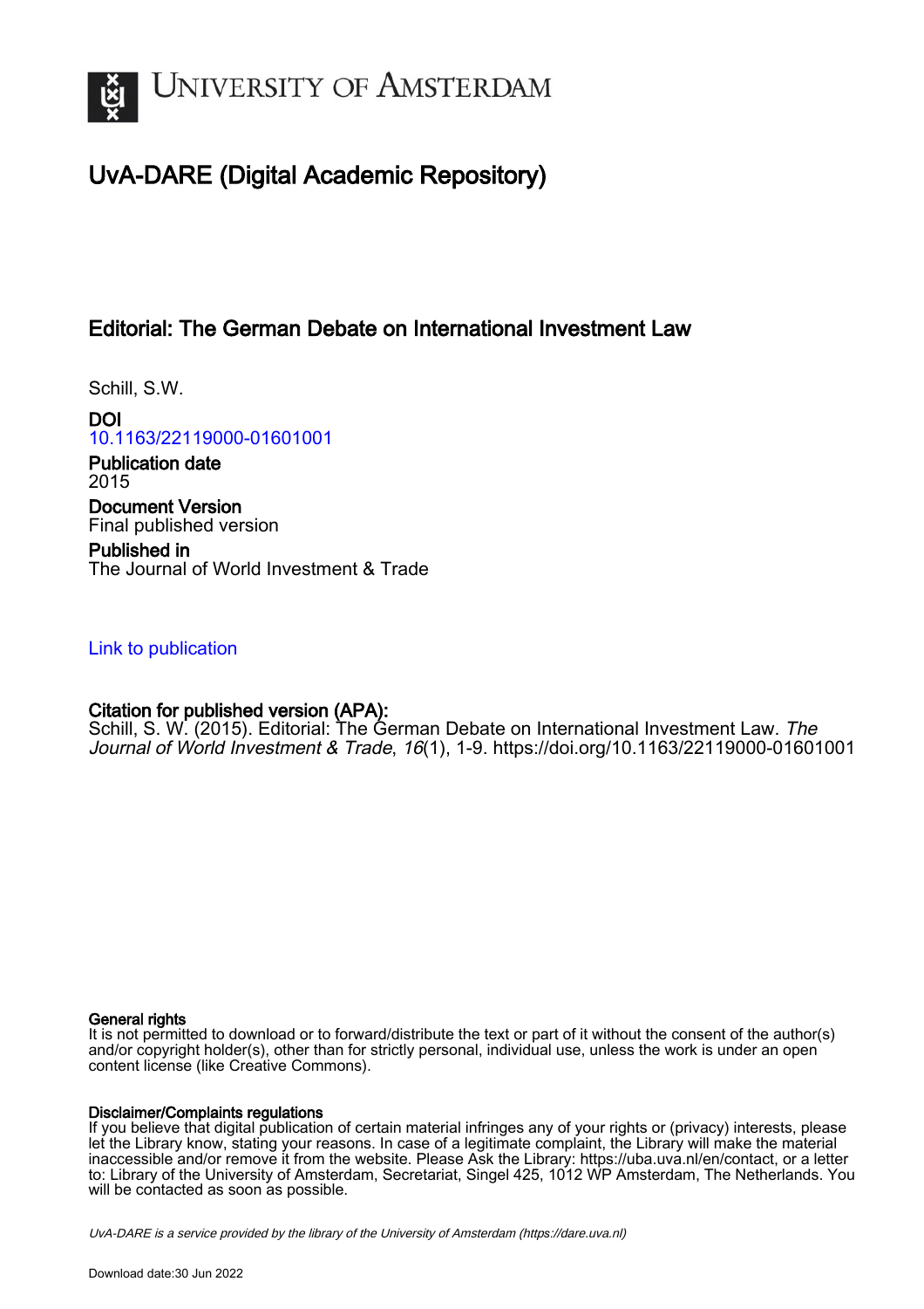# University of Amsterdam

## UvA-DARE (Digital Academic Repository)

### Editorial: The German Debate on International Investment Law

Schill, S.W.

**DOI**
10.1163/22119000-01601001

**Publication date**
2015

**Document Version**
Final published version

**Published in**
The Journal of World Investment & Trade

Link to publication

**Citation for published version (APA):**
Schill, S. W. (2015). Editorial: The German Debate on International Investment Law. *The Journal of World Investment & Trade*, *16*(1), 1-9. https://doi.org/10.1163/22119000-01601001

**General rights**
It is not permitted to download or to forward/distribute the text or part of it without the consent of the author(s) and/or copyright holder(s), other than for strictly personal, individual use, unless the work is under an open content license (like Creative Commons).

**Disclaimer/Complaints regulations**
If you believe that digital publication of certain material infringes any of your rights or (privacy) interests, please let the Library know, stating your reasons. In case of a legitimate complaint, the Library will make the material inaccessible and/or remove it from the website. Please Ask the Library: https://uba.uva.nl/en/contact, or a letter to: Library of the University of Amsterdam, Secretariat, Singel 425, 1012 WP Amsterdam, The Netherlands. You will be contacted as soon as possible.

*UvA-DARE is a service provided by the library of the University of Amsterdam (https://dare.uva.nl)*

Download date:30 Jun 2022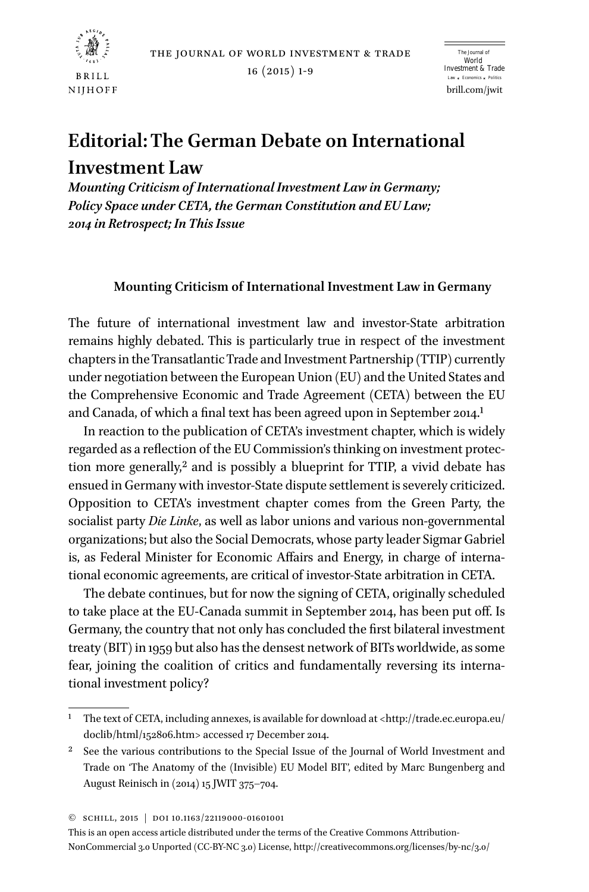# Editorial: The German Debate on International Investment Law

***Mounting Criticism of International Investment Law in Germany; Policy Space under CETA, the German Constitution and EU Law; 2014 in Retrospect; In This Issue***

## Mounting Criticism of International Investment Law in Germany

The future of international investment law and investor-State arbitration remains highly debated. This is particularly true in respect of the investment chapters in the Transatlantic Trade and Investment Partnership (TTIP) currently under negotiation between the European Union (EU) and the United States and the Comprehensive Economic and Trade Agreement (CETA) between the EU and Canada, of which a final text has been agreed upon in September 2014.[1]

In reaction to the publication of CETA's investment chapter, which is widely regarded as a reflection of the EU Commission's thinking on investment protection more generally,[2] and is possibly a blueprint for TTIP, a vivid debate has ensued in Germany with investor-State dispute settlement is severely criticized. Opposition to CETA's investment chapter comes from the Green Party, the socialist party *Die Linke*, as well as labor unions and various non-governmental organizations; but also the Social Democrats, whose party leader Sigmar Gabriel is, as Federal Minister for Economic Affairs and Energy, in charge of international economic agreements, are critical of investor-State arbitration in CETA.

The debate continues, but for now the signing of CETA, originally scheduled to take place at the EU-Canada summit in September 2014, has been put off. Is Germany, the country that not only has concluded the first bilateral investment treaty (BIT) in 1959 but also has the densest network of BITs worldwide, as some fear, joining the coalition of critics and fundamentally reversing its international investment policy?

---

[1] The text of CETA, including annexes, is available for download at <http://trade.ec.europa.eu/doclib/html/152806.htm> accessed 17 December 2014.

[2] See the various contributions to the Special Issue of the Journal of World Investment and Trade on 'The Anatomy of the (Invisible) EU Model BIT', edited by Marc Bungenberg and August Reinisch in (2014) 15 JWIT 375–704.

© SCHILL, 2015 | DOI 10.1163/22119000-01601001

This is an open access article distributed under the terms of the Creative Commons Attribution-NonCommercial 3.0 Unported (CC-BY-NC 3.0) License, http://creativecommons.org/licenses/by-nc/3.0/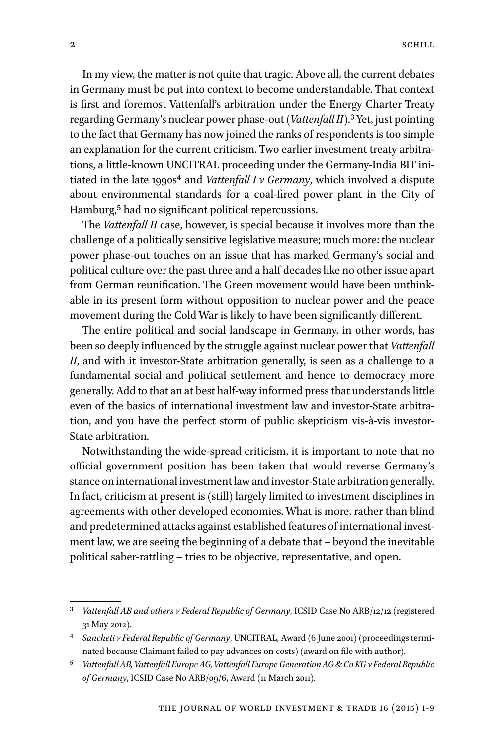In my view, the matter is not quite that tragic. Above all, the current debates in Germany must be put into context to become understandable. That context is first and foremost Vattenfall's arbitration under the Energy Charter Treaty regarding Germany's nuclear power phase-out (*Vattenfall II*).[3] Yet, just pointing to the fact that Germany has now joined the ranks of respondents is too simple an explanation for the current criticism. Two earlier investment treaty arbitrations, a little-known UNCITRAL proceeding under the Germany-India BIT initiated in the late 1990s[4] and *Vattenfall I v Germany*, which involved a dispute about environmental standards for a coal-fired power plant in the City of Hamburg,[5] had no significant political repercussions.

The *Vattenfall II* case, however, is special because it involves more than the challenge of a politically sensitive legislative measure; much more: the nuclear power phase-out touches on an issue that has marked Germany's social and political culture over the past three and a half decades like no other issue apart from German reunification. The Green movement would have been unthinkable in its present form without opposition to nuclear power and the peace movement during the Cold War is likely to have been significantly different.

The entire political and social landscape in Germany, in other words, has been so deeply influenced by the struggle against nuclear power that *Vattenfall II*, and with it investor-State arbitration generally, is seen as a challenge to a fundamental social and political settlement and hence to democracy more generally. Add to that an at best half-way informed press that understands little even of the basics of international investment law and investor-State arbitration, and you have the perfect storm of public skepticism vis-à-vis investor-State arbitration.

Notwithstanding the wide-spread criticism, it is important to note that no official government position has been taken that would reverse Germany's stance on international investment law and investor-State arbitration generally. In fact, criticism at present is (still) largely limited to investment disciplines in agreements with other developed economies. What is more, rather than blind and predetermined attacks against established features of international investment law, we are seeing the beginning of a debate that – beyond the inevitable political saber-rattling – tries to be objective, representative, and open.

---

[3] *Vattenfall AB and others v Federal Republic of Germany*, ICSID Case No ARB/12/12 (registered 31 May 2012).

[4] *Sancheti v Federal Republic of Germany*, UNCITRAL, Award (6 June 2001) (proceedings terminated because Claimant failed to pay advances on costs) (award on file with author).

[5] *Vattenfall AB, Vattenfall Europe AG, Vattenfall Europe Generation AG & Co KG v Federal Republic of Germany*, ICSID Case No ARB/09/6, Award (11 March 2011).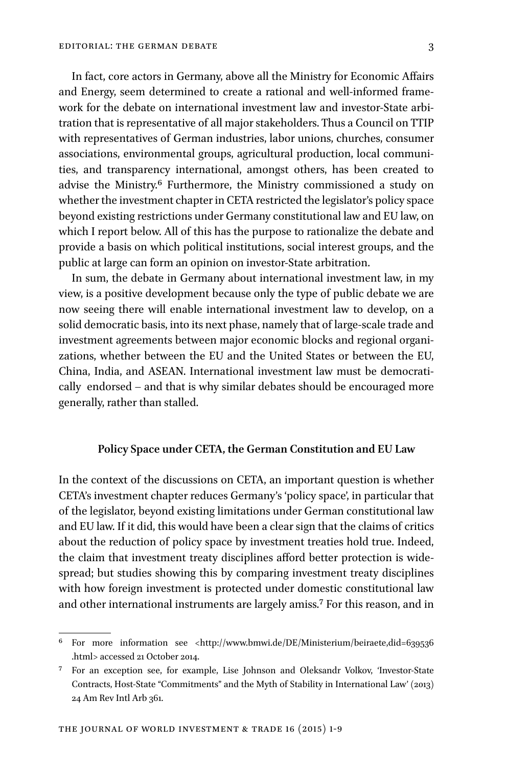In fact, core actors in Germany, above all the Ministry for Economic Affairs and Energy, seem determined to create a rational and well-informed framework for the debate on international investment law and investor-State arbitration that is representative of all major stakeholders. Thus a Council on TTIP with representatives of German industries, labor unions, churches, consumer associations, environmental groups, agricultural production, local communities, and transparency international, amongst others, has been created to advise the Ministry.[6] Furthermore, the Ministry commissioned a study on whether the investment chapter in CETA restricted the legislator's policy space beyond existing restrictions under Germany constitutional law and EU law, on which I report below. All of this has the purpose to rationalize the debate and provide a basis on which political institutions, social interest groups, and the public at large can form an opinion on investor-State arbitration.

In sum, the debate in Germany about international investment law, in my view, is a positive development because only the type of public debate we are now seeing there will enable international investment law to develop, on a solid democratic basis, into its next phase, namely that of large-scale trade and investment agreements between major economic blocks and regional organizations, whether between the EU and the United States or between the EU, China, India, and ASEAN. International investment law must be democratically endorsed – and that is why similar debates should be encouraged more generally, rather than stalled.

## Policy Space under CETA, the German Constitution and EU Law

In the context of the discussions on CETA, an important question is whether CETA's investment chapter reduces Germany's 'policy space', in particular that of the legislator, beyond existing limitations under German constitutional law and EU law. If it did, this would have been a clear sign that the claims of critics about the reduction of policy space by investment treaties hold true. Indeed, the claim that investment treaty disciplines afford better protection is widespread; but studies showing this by comparing investment treaty disciplines with how foreign investment is protected under domestic constitutional law and other international instruments are largely amiss.[7] For this reason, and in

---

[6] For more information see <http://www.bmwi.de/DE/Ministerium/beiraete,did=639536.html> accessed 21 October 2014.

[7] For an exception see, for example, Lise Johnson and Oleksandr Volkov, 'Investor-State Contracts, Host-State "Commitments" and the Myth of Stability in International Law' (2013) 24 Am Rev Intl Arb 361.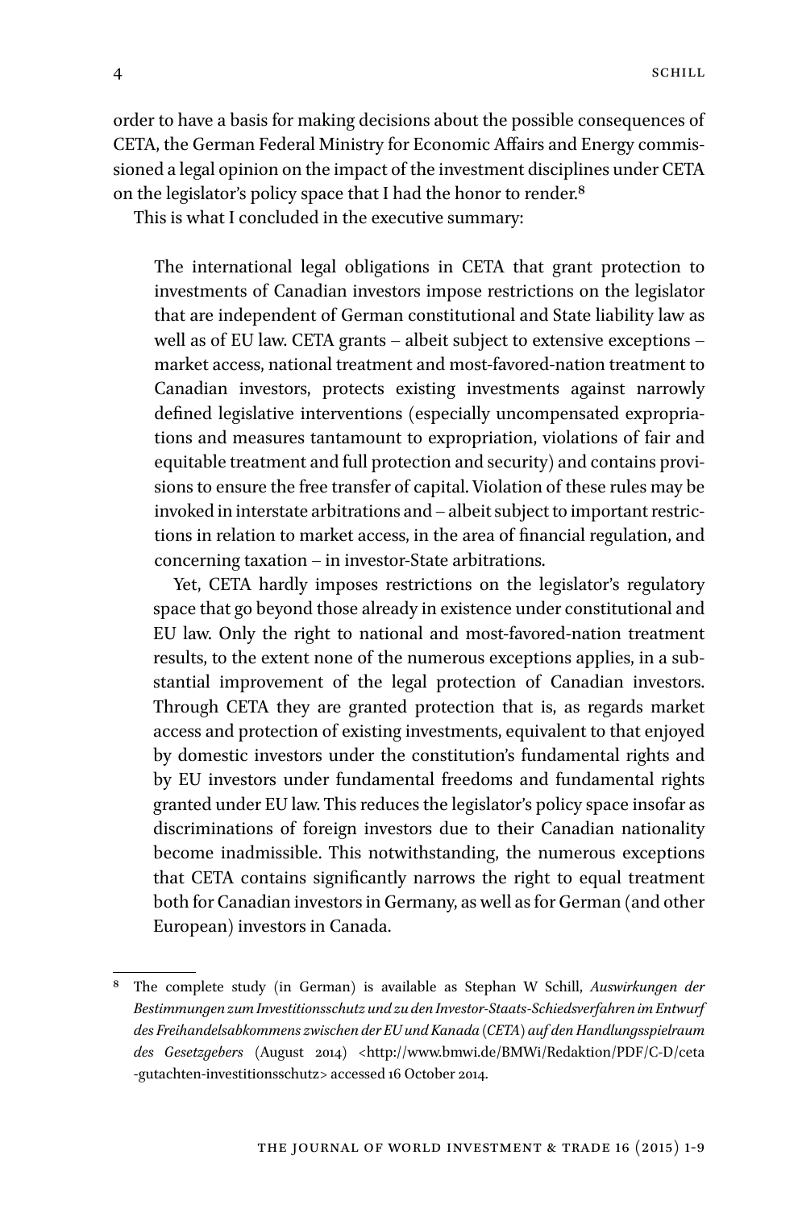order to have a basis for making decisions about the possible consequences of CETA, the German Federal Ministry for Economic Affairs and Energy commissioned a legal opinion on the impact of the investment disciplines under CETA on the legislator's policy space that I had the honor to render.[8]

This is what I concluded in the executive summary:

> The international legal obligations in CETA that grant protection to investments of Canadian investors impose restrictions on the legislator that are independent of German constitutional and State liability law as well as of EU law. CETA grants – albeit subject to extensive exceptions – market access, national treatment and most-favored-nation treatment to Canadian investors, protects existing investments against narrowly defined legislative interventions (especially uncompensated expropriations and measures tantamount to expropriation, violations of fair and equitable treatment and full protection and security) and contains provisions to ensure the free transfer of capital. Violation of these rules may be invoked in interstate arbitrations and – albeit subject to important restrictions in relation to market access, in the area of financial regulation, and concerning taxation – in investor-State arbitrations.
>
> Yet, CETA hardly imposes restrictions on the legislator's regulatory space that go beyond those already in existence under constitutional and EU law. Only the right to national and most-favored-nation treatment results, to the extent none of the numerous exceptions applies, in a substantial improvement of the legal protection of Canadian investors. Through CETA they are granted protection that is, as regards market access and protection of existing investments, equivalent to that enjoyed by domestic investors under the constitution's fundamental rights and by EU investors under fundamental freedoms and fundamental rights granted under EU law. This reduces the legislator's policy space insofar as discriminations of foreign investors due to their Canadian nationality become inadmissible. This notwithstanding, the numerous exceptions that CETA contains significantly narrows the right to equal treatment both for Canadian investors in Germany, as well as for German (and other European) investors in Canada.

---

[8] The complete study (in German) is available as Stephan W Schill, *Auswirkungen der Bestimmungen zum Investitionsschutz und zu den Investor-Staats-Schiedsverfahren im Entwurf des Freihandelsabkommens zwischen der EU und Kanada (CETA) auf den Handlungsspielraum des Gesetzgebers* (August 2014) <http://www.bmwi.de/BMWi/Redaktion/PDF/C-D/ceta-gutachten-investitionsschutz> accessed 16 October 2014.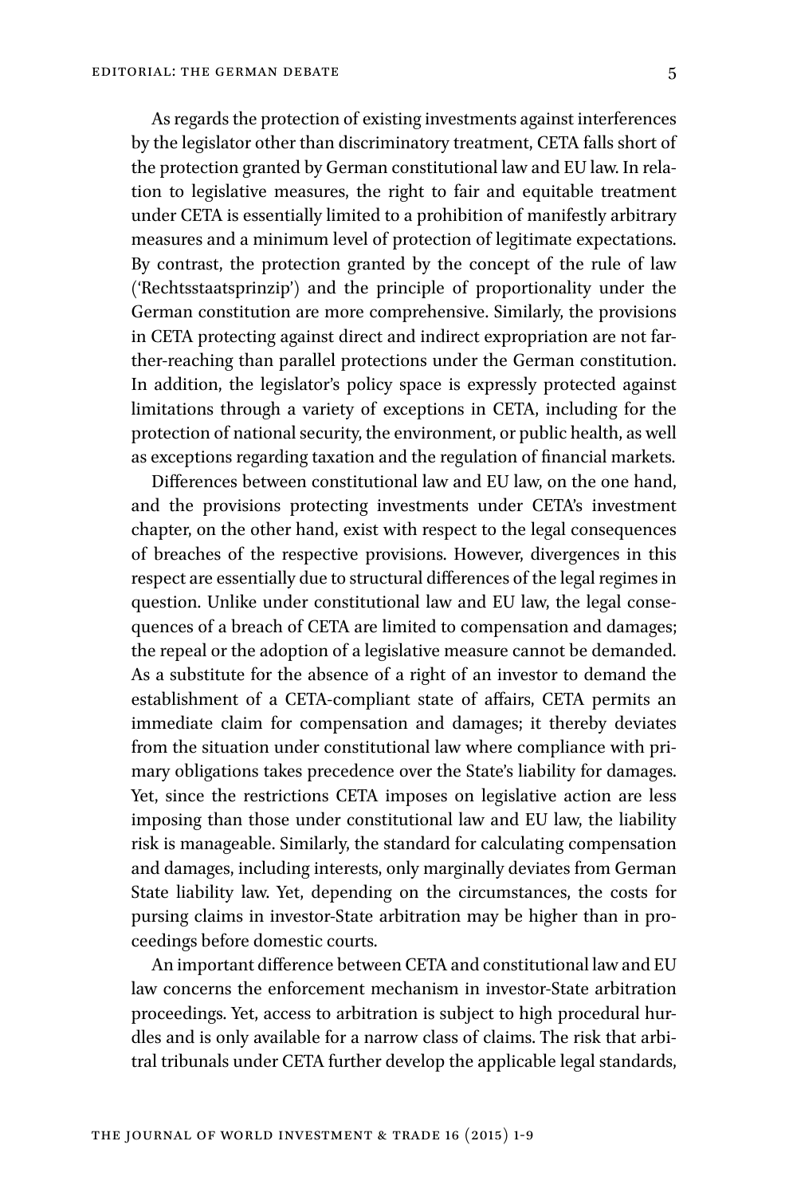As regards the protection of existing investments against interferences by the legislator other than discriminatory treatment, CETA falls short of the protection granted by German constitutional law and EU law. In relation to legislative measures, the right to fair and equitable treatment under CETA is essentially limited to a prohibition of manifestly arbitrary measures and a minimum level of protection of legitimate expectations. By contrast, the protection granted by the concept of the rule of law ('Rechtsstaatsprinzip') and the principle of proportionality under the German constitution are more comprehensive. Similarly, the provisions in CETA protecting against direct and indirect expropriation are not farther-reaching than parallel protections under the German constitution. In addition, the legislator's policy space is expressly protected against limitations through a variety of exceptions in CETA, including for the protection of national security, the environment, or public health, as well as exceptions regarding taxation and the regulation of financial markets.

Differences between constitutional law and EU law, on the one hand, and the provisions protecting investments under CETA's investment chapter, on the other hand, exist with respect to the legal consequences of breaches of the respective provisions. However, divergences in this respect are essentially due to structural differences of the legal regimes in question. Unlike under constitutional law and EU law, the legal consequences of a breach of CETA are limited to compensation and damages; the repeal or the adoption of a legislative measure cannot be demanded. As a substitute for the absence of a right of an investor to demand the establishment of a CETA-compliant state of affairs, CETA permits an immediate claim for compensation and damages; it thereby deviates from the situation under constitutional law where compliance with primary obligations takes precedence over the State's liability for damages. Yet, since the restrictions CETA imposes on legislative action are less imposing than those under constitutional law and EU law, the liability risk is manageable. Similarly, the standard for calculating compensation and damages, including interests, only marginally deviates from German State liability law. Yet, depending on the circumstances, the costs for pursing claims in investor-State arbitration may be higher than in proceedings before domestic courts.

An important difference between CETA and constitutional law and EU law concerns the enforcement mechanism in investor-State arbitration proceedings. Yet, access to arbitration is subject to high procedural hurdles and is only available for a narrow class of claims. The risk that arbitral tribunals under CETA further develop the applicable legal standards,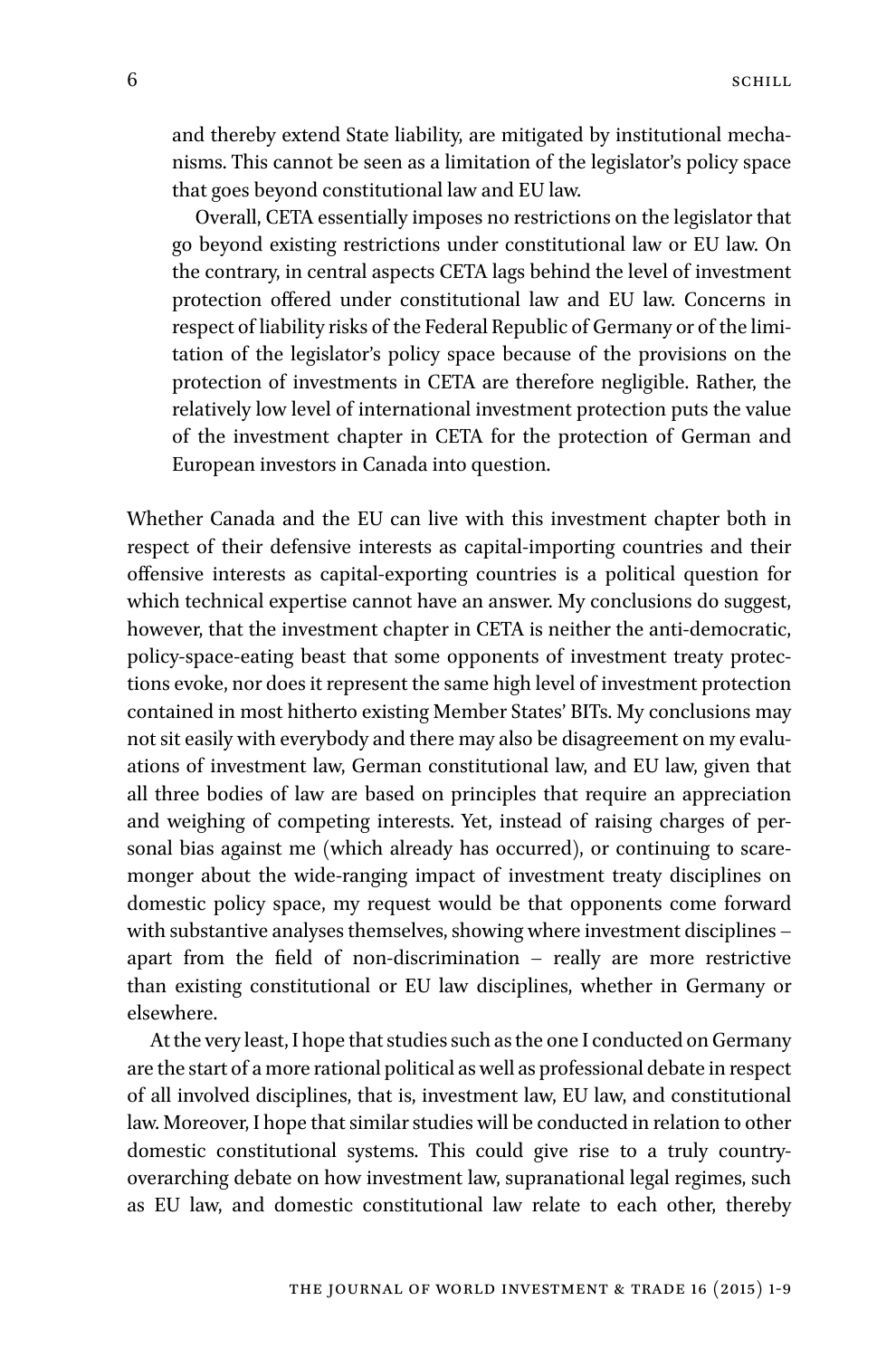and thereby extend State liability, are mitigated by institutional mechanisms. This cannot be seen as a limitation of the legislator's policy space that goes beyond constitutional law and EU law.

Overall, CETA essentially imposes no restrictions on the legislator that go beyond existing restrictions under constitutional law or EU law. On the contrary, in central aspects CETA lags behind the level of investment protection offered under constitutional law and EU law. Concerns in respect of liability risks of the Federal Republic of Germany or of the limitation of the legislator's policy space because of the provisions on the protection of investments in CETA are therefore negligible. Rather, the relatively low level of international investment protection puts the value of the investment chapter in CETA for the protection of German and European investors in Canada into question.

Whether Canada and the EU can live with this investment chapter both in respect of their defensive interests as capital-importing countries and their offensive interests as capital-exporting countries is a political question for which technical expertise cannot have an answer. My conclusions do suggest, however, that the investment chapter in CETA is neither the anti-democratic, policy-space-eating beast that some opponents of investment treaty protections evoke, nor does it represent the same high level of investment protection contained in most hitherto existing Member States' BITs. My conclusions may not sit easily with everybody and there may also be disagreement on my evaluations of investment law, German constitutional law, and EU law, given that all three bodies of law are based on principles that require an appreciation and weighing of competing interests. Yet, instead of raising charges of personal bias against me (which already has occurred), or continuing to scaremonger about the wide-ranging impact of investment treaty disciplines on domestic policy space, my request would be that opponents come forward with substantive analyses themselves, showing where investment disciplines – apart from the field of non-discrimination – really are more restrictive than existing constitutional or EU law disciplines, whether in Germany or elsewhere.

At the very least, I hope that studies such as the one I conducted on Germany are the start of a more rational political as well as professional debate in respect of all involved disciplines, that is, investment law, EU law, and constitutional law. Moreover, I hope that similar studies will be conducted in relation to other domestic constitutional systems. This could give rise to a truly country-overarching debate on how investment law, supranational legal regimes, such as EU law, and domestic constitutional law relate to each other, thereby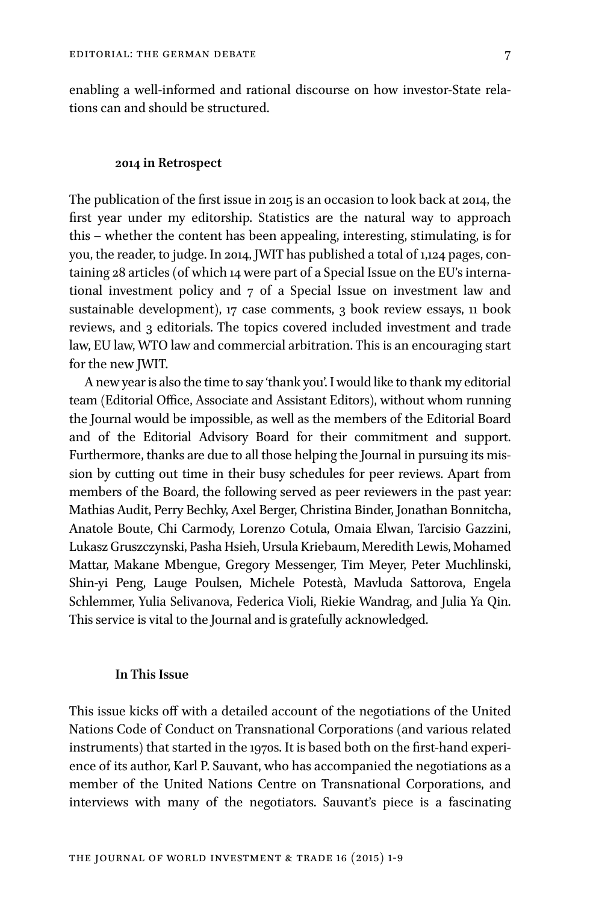enabling a well-informed and rational discourse on how investor-State relations can and should be structured.

### 2014 in Retrospect

The publication of the first issue in 2015 is an occasion to look back at 2014, the first year under my editorship. Statistics are the natural way to approach this – whether the content has been appealing, interesting, stimulating, is for you, the reader, to judge. In 2014, JWIT has published a total of 1,124 pages, containing 28 articles (of which 14 were part of a Special Issue on the EU's international investment policy and 7 of a Special Issue on investment law and sustainable development), 17 case comments, 3 book review essays, 11 book reviews, and 3 editorials. The topics covered included investment and trade law, EU law, WTO law and commercial arbitration. This is an encouraging start for the new JWIT.

A new year is also the time to say 'thank you'. I would like to thank my editorial team (Editorial Office, Associate and Assistant Editors), without whom running the Journal would be impossible, as well as the members of the Editorial Board and of the Editorial Advisory Board for their commitment and support. Furthermore, thanks are due to all those helping the Journal in pursuing its mission by cutting out time in their busy schedules for peer reviews. Apart from members of the Board, the following served as peer reviewers in the past year: Mathias Audit, Perry Bechky, Axel Berger, Christina Binder, Jonathan Bonnitcha, Anatole Boute, Chi Carmody, Lorenzo Cotula, Omaia Elwan, Tarcisio Gazzini, Lukasz Gruszczynski, Pasha Hsieh, Ursula Kriebaum, Meredith Lewis, Mohamed Mattar, Makane Mbengue, Gregory Messenger, Tim Meyer, Peter Muchlinski, Shin-yi Peng, Lauge Poulsen, Michele Potestà, Mavluda Sattorova, Engela Schlemmer, Yulia Selivanova, Federica Violi, Riekie Wandrag, and Julia Ya Qin. This service is vital to the Journal and is gratefully acknowledged.

### In This Issue

This issue kicks off with a detailed account of the negotiations of the United Nations Code of Conduct on Transnational Corporations (and various related instruments) that started in the 1970s. It is based both on the first-hand experience of its author, Karl P. Sauvant, who has accompanied the negotiations as a member of the United Nations Centre on Transnational Corporations, and interviews with many of the negotiators. Sauvant's piece is a fascinating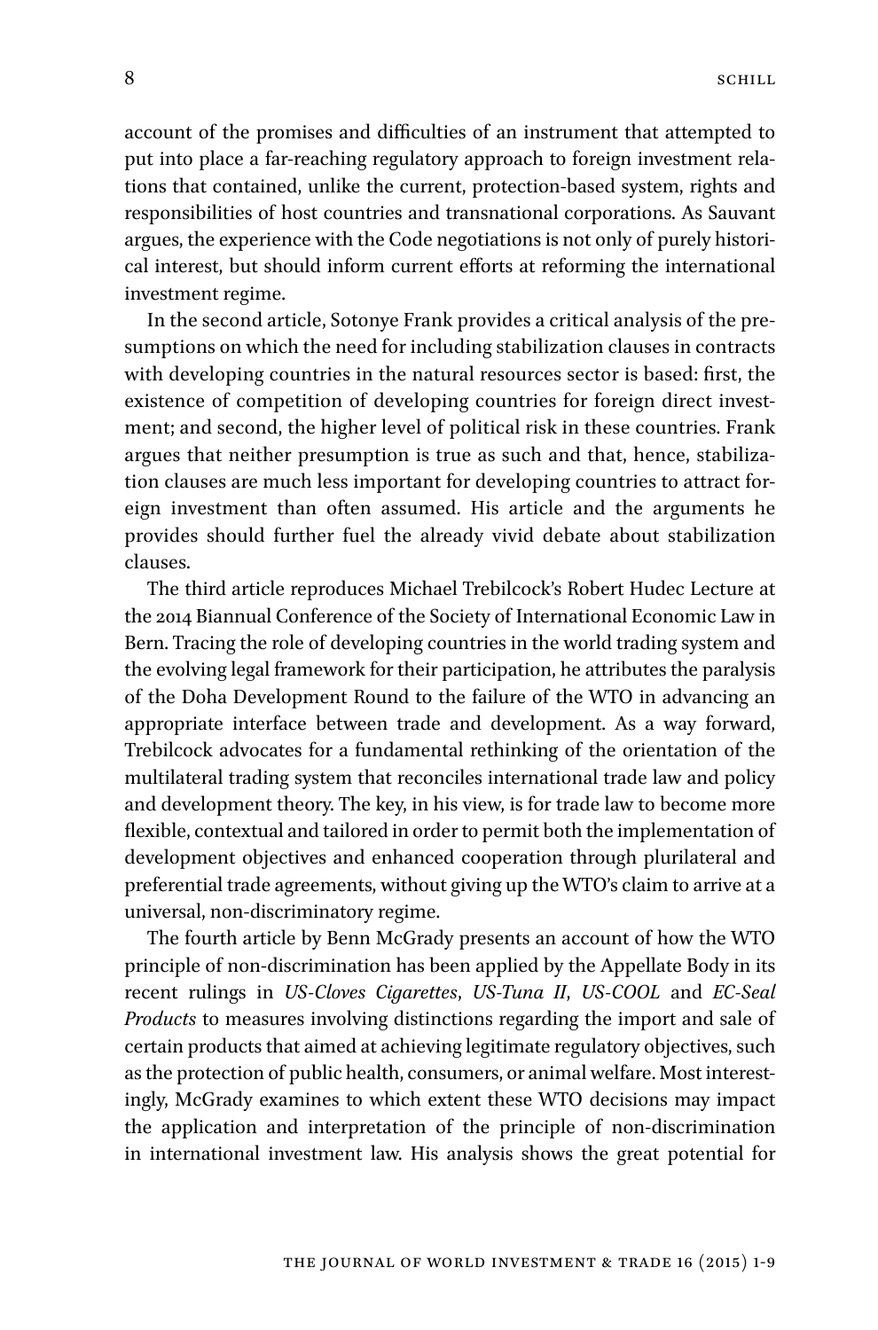account of the promises and difficulties of an instrument that attempted to put into place a far-reaching regulatory approach to foreign investment relations that contained, unlike the current, protection-based system, rights and responsibilities of host countries and transnational corporations. As Sauvant argues, the experience with the Code negotiations is not only of purely historical interest, but should inform current efforts at reforming the international investment regime.

In the second article, Sotonye Frank provides a critical analysis of the presumptions on which the need for including stabilization clauses in contracts with developing countries in the natural resources sector is based: first, the existence of competition of developing countries for foreign direct investment; and second, the higher level of political risk in these countries. Frank argues that neither presumption is true as such and that, hence, stabilization clauses are much less important for developing countries to attract foreign investment than often assumed. His article and the arguments he provides should further fuel the already vivid debate about stabilization clauses.

The third article reproduces Michael Trebilcock's Robert Hudec Lecture at the 2014 Biannual Conference of the Society of International Economic Law in Bern. Tracing the role of developing countries in the world trading system and the evolving legal framework for their participation, he attributes the paralysis of the Doha Development Round to the failure of the WTO in advancing an appropriate interface between trade and development. As a way forward, Trebilcock advocates for a fundamental rethinking of the orientation of the multilateral trading system that reconciles international trade law and policy and development theory. The key, in his view, is for trade law to become more flexible, contextual and tailored in order to permit both the implementation of development objectives and enhanced cooperation through plurilateral and preferential trade agreements, without giving up the WTO's claim to arrive at a universal, non-discriminatory regime.

The fourth article by Benn McGrady presents an account of how the WTO principle of non-discrimination has been applied by the Appellate Body in its recent rulings in *US-Cloves Cigarettes*, *US-Tuna II*, *US-COOL* and *EC-Seal Products* to measures involving distinctions regarding the import and sale of certain products that aimed at achieving legitimate regulatory objectives, such as the protection of public health, consumers, or animal welfare. Most interestingly, McGrady examines to which extent these WTO decisions may impact the application and interpretation of the principle of non-discrimination in international investment law. His analysis shows the great potential for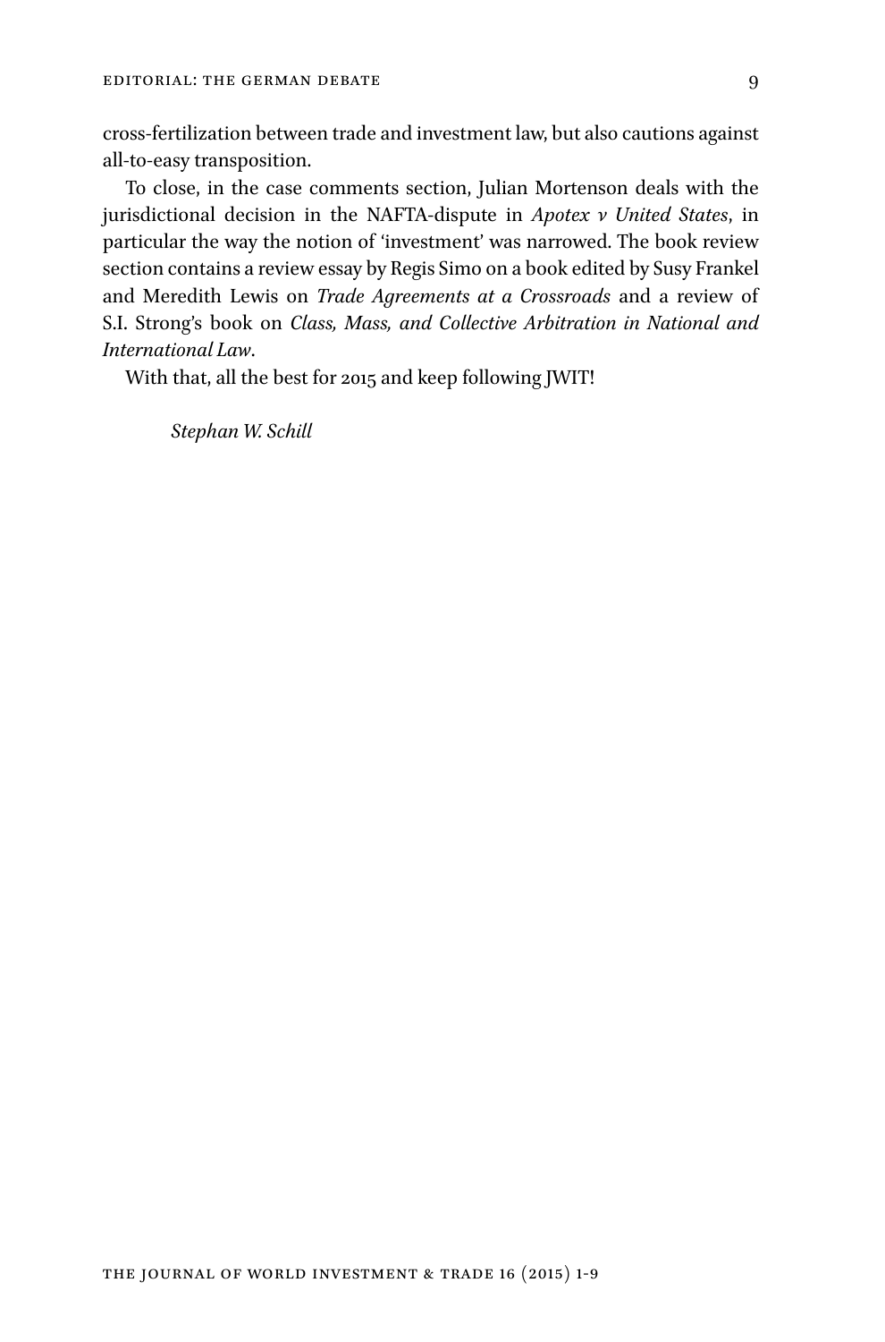cross-fertilization between trade and investment law, but also cautions against all-to-easy transposition.

To close, in the case comments section, Julian Mortenson deals with the jurisdictional decision in the NAFTA-dispute in *Apotex v United States*, in particular the way the notion of 'investment' was narrowed. The book review section contains a review essay by Regis Simo on a book edited by Susy Frankel and Meredith Lewis on *Trade Agreements at a Crossroads* and a review of S.I. Strong's book on *Class, Mass, and Collective Arbitration in National and International Law*.

With that, all the best for 2015 and keep following JWIT!

*Stephan W. Schill*